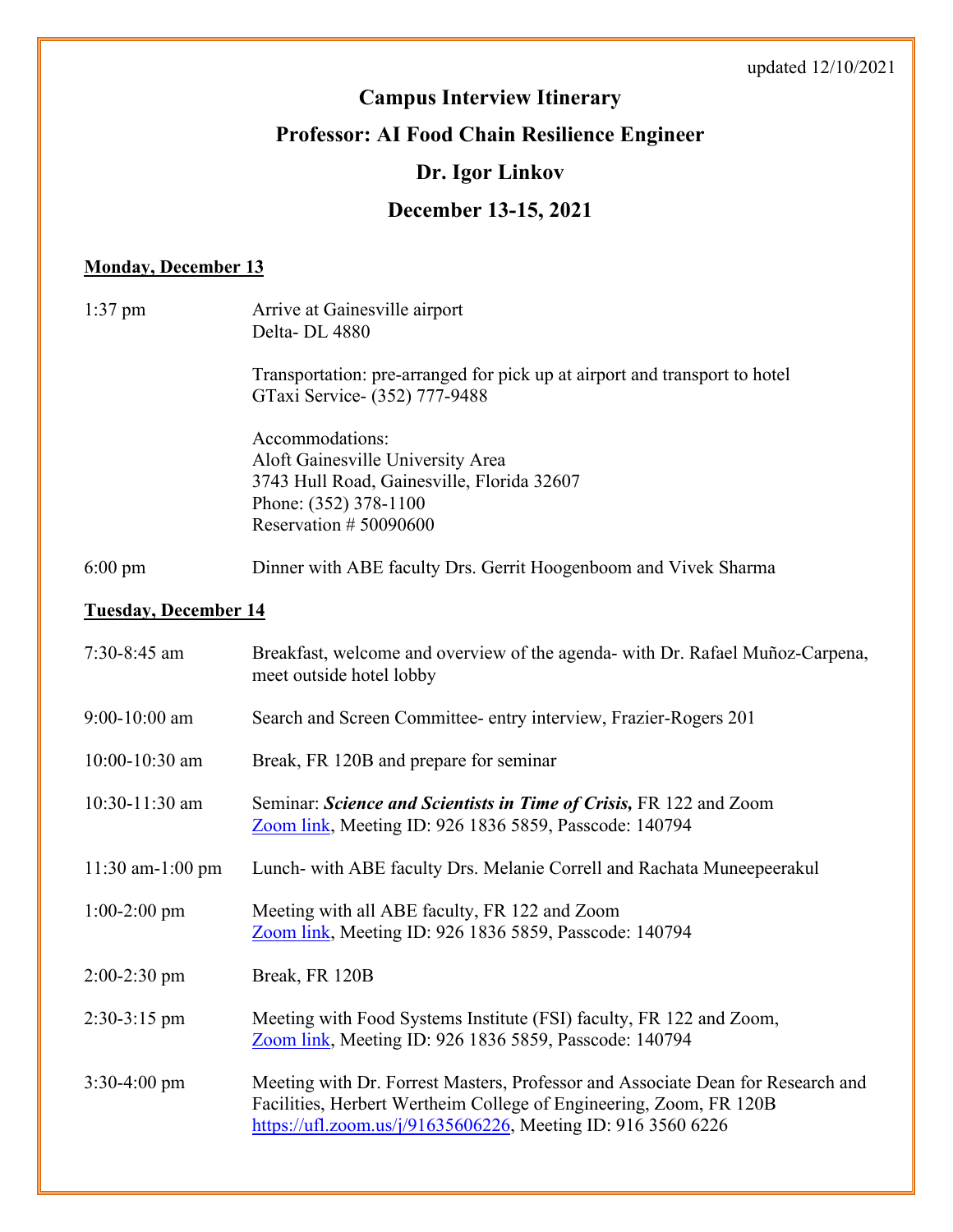updated 12/10/2021

# Campus Interview Itinerary

## Professor: AI Food Chain Resilience Engineer

## Dr. Igor Linkov

## December 13-15, 2021

**Monday, December 13**

| | |
|---|---|
| 1:37 pm | Arrive at Gainesville airport<br>Delta- DL 4880<br><br>Transportation: pre-arranged for pick up at airport and transport to hotel<br>GTaxi Service- (352) 777-9488<br><br>Accommodations:<br>Aloft Gainesville University Area<br>3743 Hull Road, Gainesville, Florida 32607<br>Phone: (352) 378-1100<br>Reservation # 50090600 |
| 6:00 pm | Dinner with ABE faculty Drs. Gerrit Hoogenboom and Vivek Sharma |

**Tuesday, December 14**

| | |
|---|---|
| 7:30-8:45 am | Breakfast, welcome and overview of the agenda- with Dr. Rafael Muñoz-Carpena, meet outside hotel lobby |
| 9:00-10:00 am | Search and Screen Committee- entry interview, Frazier-Rogers 201 |
| 10:00-10:30 am | Break, FR 120B and prepare for seminar |
| 10:30-11:30 am | Seminar: ***Science and Scientists in Time of Crisis,*** FR 122 and Zoom<br>Zoom link, Meeting ID: 926 1836 5859, Passcode: 140794 |
| 11:30 am-1:00 pm | Lunch- with ABE faculty Drs. Melanie Correll and Rachata Muneepeerakul |
| 1:00-2:00 pm | Meeting with all ABE faculty, FR 122 and Zoom<br>Zoom link, Meeting ID: 926 1836 5859, Passcode: 140794 |
| 2:00-2:30 pm | Break, FR 120B |
| 2:30-3:15 pm | Meeting with Food Systems Institute (FSI) faculty, FR 122 and Zoom,<br>Zoom link, Meeting ID: 926 1836 5859, Passcode: 140794 |
| 3:30-4:00 pm | Meeting with Dr. Forrest Masters, Professor and Associate Dean for Research and Facilities, Herbert Wertheim College of Engineering, Zoom, FR 120B<br>https://ufl.zoom.us/j/91635606226, Meeting ID: 916 3560 6226 |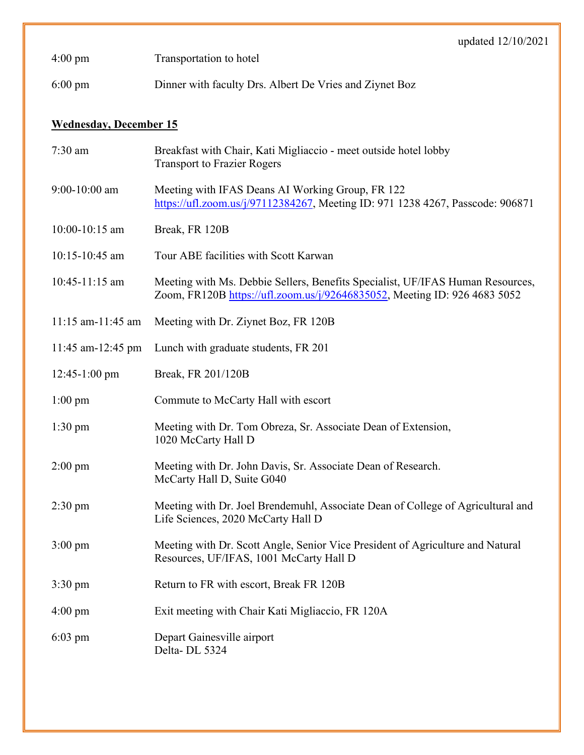updated 12/10/2021

| | |
|---|---|
| 4:00 pm | Transportation to hotel |
| 6:00 pm | Dinner with faculty Drs. Albert De Vries and Ziynet Boz |

**Wednesday, December 15**

| | |
|---|---|
| 7:30 am | Breakfast with Chair, Kati Migliaccio - meet outside hotel lobby<br>Transport to Frazier Rogers |
| 9:00-10:00 am | Meeting with IFAS Deans AI Working Group, FR 122<br>https://ufl.zoom.us/j/97112384267, Meeting ID: 971 1238 4267, Passcode: 906871 |
| 10:00-10:15 am | Break, FR 120B |
| 10:15-10:45 am | Tour ABE facilities with Scott Karwan |
| 10:45-11:15 am | Meeting with Ms. Debbie Sellers, Benefits Specialist, UF/IFAS Human Resources, Zoom, FR120B https://ufl.zoom.us/j/92646835052, Meeting ID: 926 4683 5052 |
| 11:15 am-11:45 am | Meeting with Dr. Ziynet Boz, FR 120B |
| 11:45 am-12:45 pm | Lunch with graduate students, FR 201 |
| 12:45-1:00 pm | Break, FR 201/120B |
| 1:00 pm | Commute to McCarty Hall with escort |
| 1:30 pm | Meeting with Dr. Tom Obreza, Sr. Associate Dean of Extension,<br>1020 McCarty Hall D |
| 2:00 pm | Meeting with Dr. John Davis, Sr. Associate Dean of Research.<br>McCarty Hall D, Suite G040 |
| 2:30 pm | Meeting with Dr. Joel Brendemuhl, Associate Dean of College of Agricultural and Life Sciences, 2020 McCarty Hall D |
| 3:00 pm | Meeting with Dr. Scott Angle, Senior Vice President of Agriculture and Natural Resources, UF/IFAS, 1001 McCarty Hall D |
| 3:30 pm | Return to FR with escort, Break FR 120B |
| 4:00 pm | Exit meeting with Chair Kati Migliaccio, FR 120A |
| 6:03 pm | Depart Gainesville airport<br>Delta- DL 5324 |